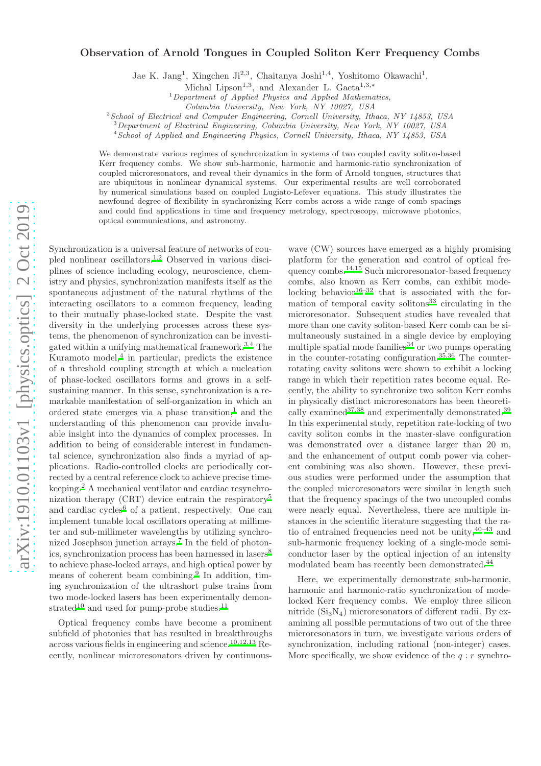# Observation of Arnold Tongues in Coupled Soliton Kerr Frequency Combs

Jae K. Jang[1], Xingchen Ji[2,3], Chaitanya Joshi[1,4], Yoshitomo Okawachi[1], Michal Lipson[1,3], and Alexander L. Gaeta[1,3,*]

[1]*Department of Applied Physics and Applied Mathematics, Columbia University, New York, NY 10027, USA*

[2]*School of Electrical and Computer Engineering, Cornell University, Ithaca, NY 14853, USA*

[3]*Department of Electrical Engineering, Columbia University, New York, NY 10027, USA*

[4]*School of Applied and Engineering Physics, Cornell University, Ithaca, NY 14853, USA*

We demonstrate various regimes of synchronization in systems of two coupled cavity soliton-based Kerr frequency combs. We show sub-harmonic, harmonic and harmonic-ratio synchronization of coupled microresonators, and reveal their dynamics in the form of Arnold tongues, structures that are ubiquitous in nonlinear dynamical systems. Our experimental results are well corroborated by numerical simulations based on coupled Lugiato-Lefever equations. This study illustrates the newfound degree of flexibility in synchronizing Kerr combs across a wide range of comb spacings and could find applications in time and frequency metrology, spectroscopy, microwave photonics, optical communications, and astronomy.

Synchronization is a universal feature of networks of coupled nonlinear oscillators.[1,2] Observed in various disciplines of science including ecology, neuroscience, chemistry and physics, synchronization manifests itself as the spontaneous adjustment of the natural rhythms of the interacting oscillators to a common frequency, leading to their mutually phase-locked state. Despite the vast diversity in the underlying processes across these systems, the phenomenon of synchronization can be investigated within a unifying mathematical framework.[3,4] The Kuramoto model,[4] in particular, predicts the existence of a threshold coupling strength at which a nucleation of phase-locked oscillators forms and grows in a self-sustaining manner. In this sense, synchronization is a remarkable manifestation of self-organization in which an ordered state emerges via a phase transition,[1] and the understanding of this phenomenon can provide invaluable insight into the dynamics of complex processes. In addition to being of considerable interest in fundamental science, synchronization also finds a myriad of applications. Radio-controlled clocks are periodically corrected by a central reference clock to achieve precise timekeeping.[2] A mechanical ventilator and cardiac resynchronization therapy (CRT) device entrain the respiratory[5] and cardiac cycles[6] of a patient, respectively. One can implement tunable local oscillators operating at millimeter and sub-millimeter wavelengths by utilizing synchronized Josephson junction arrays.[7] In the field of photonics, synchronization process has been harnessed in lasers[8] to achieve phase-locked arrays, and high optical power by means of coherent beam combining.[9] In addition, timing synchronization of the ultrashort pulse trains from two mode-locked lasers has been experimentally demonstrated[10] and used for pump-probe studies.[11]

Optical frequency combs have become a prominent subfield of photonics that has resulted in breakthroughs across various fields in engineering and science.[10,12,13] Recently, nonlinear microresonators driven by continuous-wave (CW) sources have emerged as a highly promising platform for the generation and control of optical frequency combs.[14,15] Such microresonator-based frequency combs, also known as Kerr combs, can exhibit mode-locking behavior[16–32] that is associated with the formation of temporal cavity solitons[33] circulating in the microresonator. Subsequent studies have revealed that more than one cavity soliton-based Kerr comb can be simultaneously sustained in a single device by employing multiple spatial mode families[34] or two pumps operating in the counter-rotating configuration.[35,36] The counter-rotating cavity solitons were shown to exhibit a locking range in which their repetition rates become equal. Recently, the ability to synchronize two soliton Kerr combs in physically distinct microresonators has been theoretically examined[37,38] and experimentally demonstrated.[39] In this experimental study, repetition rate-locking of two cavity soliton combs in the master-slave configuration was demonstrated over a distance larger than 20 m, and the enhancement of output comb power via coherent combining was also shown. However, these previous studies were performed under the assumption that the coupled microresonators were similar in length such that the frequency spacings of the two uncoupled combs were nearly equal. Nevertheless, there are multiple instances in the scientific literature suggesting that the ratio of entrained frequencies need not be unity,[40–43] and sub-harmonic frequency locking of a single-mode semiconductor laser by the optical injection of an intensity modulated beam has recently been demonstrated.[44]

Here, we experimentally demonstrate sub-harmonic, harmonic and harmonic-ratio synchronization of mode-locked Kerr frequency combs. We employ three silicon nitride ($Si_3N_4$) microresonators of different radii. By examining all possible permutations of two out of the three microresonators in turn, we investigate various orders of synchronization, including rational (non-integer) cases. More specifically, we show evidence of the $q : r$ synchro-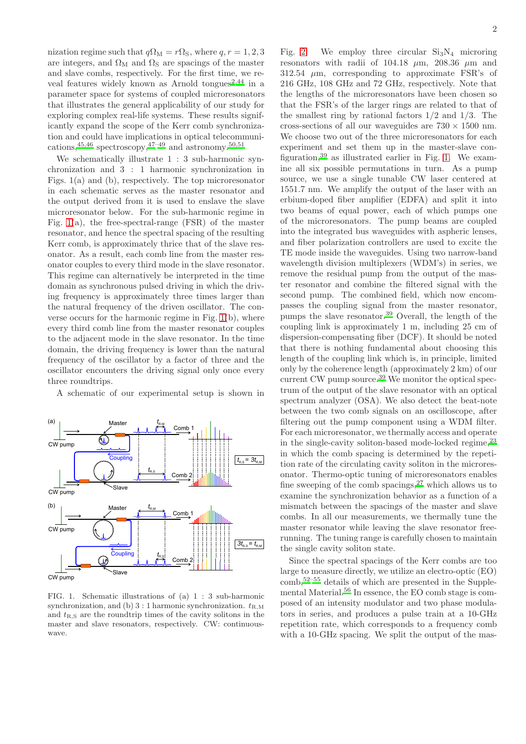nization regime such that $q\Omega_M = r\Omega_S$, where $q, r = 1, 2, 3$ are integers, and $\Omega_M$ and $\Omega_S$ are spacings of the master and slave combs, respectively. For the first time, we reveal features widely known as Arnold tongues[2,44] in a parameter space for systems of coupled microresonators that illustrates the general applicability of our study for exploring complex real-life systems. These results significantly expand the scope of the Kerr comb synchronization and could have implications in optical telecommunications,[45,46] spectroscopy,[47–49] and astronomy.[50,51]

We schematically illustrate 1 : 3 sub-harmonic synchronization and 3 : 1 harmonic synchronization in Figs. 1(a) and (b), respectively. The top microresonator in each schematic serves as the master resonator and the output derived from it is used to enslave the slave microresonator below. For the sub-harmonic regime in Fig. 1(a), the free-spectral-range (FSR) of the master resonator, and hence the spectral spacing of the resulting Kerr comb, is approximately thrice that of the slave resonator. As a result, each comb line from the master resonator couples to every third mode in the slave resonator. This regime can alternatively be interpreted in the time domain as synchronous pulsed driving in which the driving frequency is approximately three times larger than the natural frequency of the driven oscillator. The converse occurs for the harmonic regime in Fig. 1(b), where every third comb line from the master resonator couples to the adjacent mode in the slave resonator. In the time domain, the driving frequency is lower than the natural frequency of the oscillator by a factor of three and the oscillator encounters the driving signal only once every three roundtrips.

A schematic of our experimental setup is shown in Fig. 2. We employ three circular $Si_3N_4$ microring resonators with radii of 104.18 $\mu$m, 208.36 $\mu$m and 312.54 $\mu$m, corresponding to approximate FSR's of 216 GHz, 108 GHz and 72 GHz, respectively. Note that the lengths of the microresonators have been chosen so that the FSR's of the larger rings are related to that of the smallest ring by rational factors 1/2 and 1/3. The cross-sections of all our waveguides are 730 × 1500 nm. We choose two out of the three microresonators for each experiment and set them up in the master-slave configuration,[39] as illustrated earlier in Fig. 1. We examine all six possible permutations in turn. As a pump source, we use a single tunable CW laser centered at 1551.7 nm. We amplify the output of the laser with an erbium-doped fiber amplifier (EDFA) and split it into two beams of equal power, each of which pumps one of the microresonators. The pump beams are coupled into the integrated bus waveguides with aspheric lenses, and fiber polarization controllers are used to excite the TE mode inside the waveguides. Using two narrow-band wavelength division multiplexers (WDM's) in series, we remove the residual pump from the output of the master resonator and combine the filtered signal with the second pump. The combined field, which now encompasses the coupling signal from the master resonator, pumps the slave resonator.[39] Overall, the length of the coupling link is approximately 1 m, including 25 cm of dispersion-compensating fiber (DCF). It should be noted that there is nothing fundamental about choosing this length of the coupling link which is, in principle, limited only by the coherence length (approximately 2 km) of our current CW pump source.[39] We monitor the optical spectrum of the output of the slave resonator with an optical spectrum analyzer (OSA). We also detect the beat-note between the two comb signals on an oscilloscope, after filtering out the pump component using a WDM filter. For each microresonator, we thermally access and operate in the single-cavity soliton-based mode-locked regime,[23] in which the comb spacing is determined by the repetition rate of the circulating cavity soliton in the microresonator. Thermo-optic tuning of microresonators enables fine sweeping of the comb spacings,[27] which allows us to examine the synchronization behavior as a function of a mismatch between the spacings of the master and slave combs. In all our measurements, we thermally tune the master resonator while leaving the slave resonator free-running. The tuning range is carefully chosen to maintain the single cavity soliton state.

Since the spectral spacings of the Kerr combs are too large to measure directly, we utilize an electro-optic (EO) comb,[52–55] details of which are presented in the Supplemental Material.[56] In essence, the EO comb stage is composed of an intensity modulator and two phase modulators in series, and produces a pulse train at a 10-GHz repetition rate, which corresponds to a frequency comb with a 10-GHz spacing. We split the output of the mas-

FIG. 1. Schematic illustrations of (a) 1 : 3 sub-harmonic synchronization, and (b) 3 : 1 harmonic synchronization. $t_{R,M}$ and $t_{R,S}$ are the roundtrip times of the cavity solitons in the master and slave resonators, respectively. CW: continuous-wave.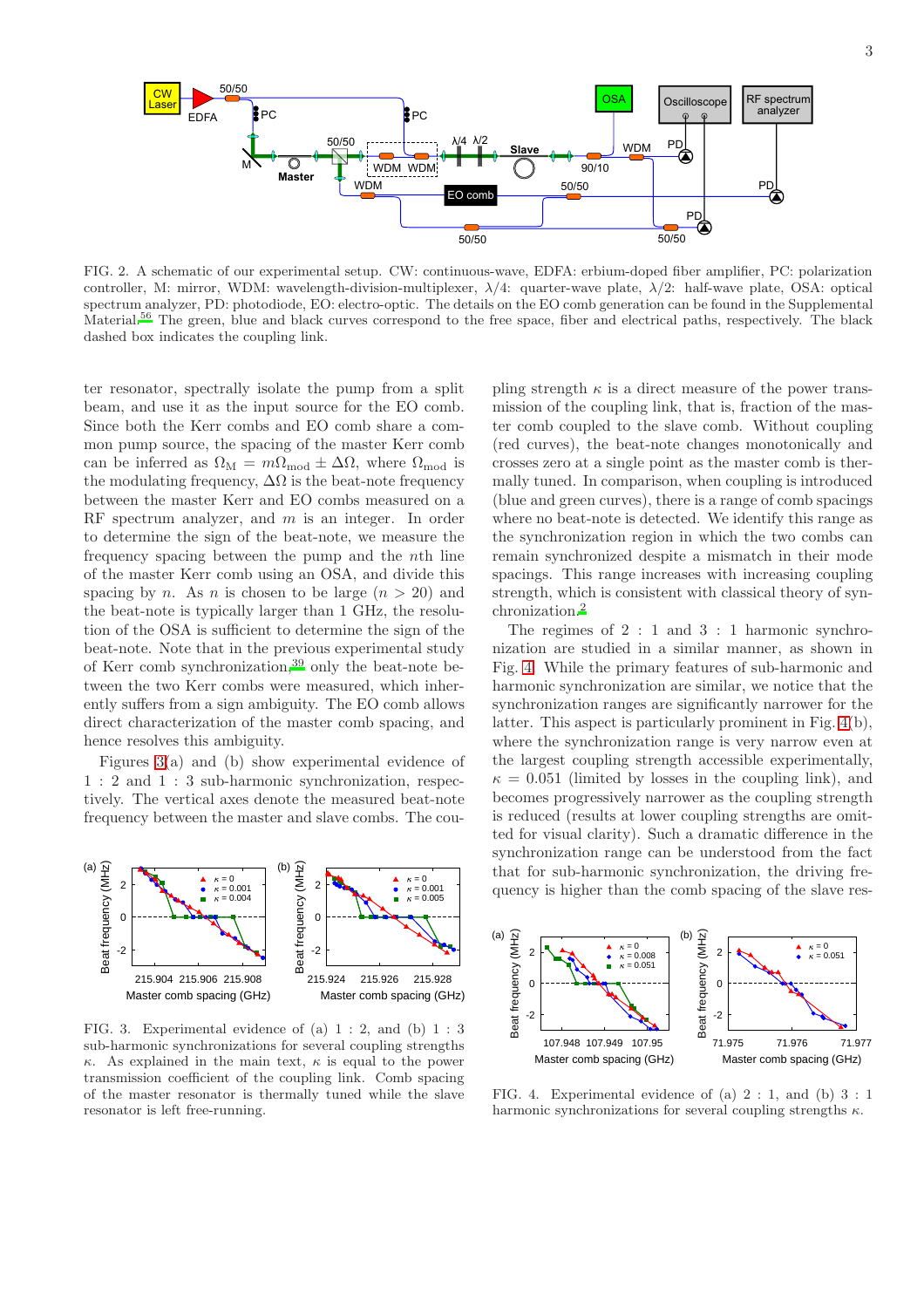FIG. 2. A schematic of our experimental setup. CW: continuous-wave, EDFA: erbium-doped fiber amplifier, PC: polarization controller, M: mirror, WDM: wavelength-division-multiplexer, $\lambda/4$: quarter-wave plate, $\lambda/2$: half-wave plate, OSA: optical spectrum analyzer, PD: photodiode, EO: electro-optic. The details on the EO comb generation can be found in the Supplemental Material.[56] The green, blue and black curves correspond to the free space, fiber and electrical paths, respectively. The black dashed box indicates the coupling link.

ter resonator, spectrally isolate the pump from a split beam, and use it as the input source for the EO comb. Since both the Kerr combs and EO comb share a common pump source, the spacing of the master Kerr comb can be inferred as $\Omega_{\text{M}} = m\Omega_{\text{mod}} \pm \Delta\Omega$, where $\Omega_{\text{mod}}$ is the modulating frequency, $\Delta\Omega$ is the beat-note frequency between the master Kerr and EO combs measured on a RF spectrum analyzer, and $m$ is an integer. In order to determine the sign of the beat-note, we measure the frequency spacing between the pump and the $n$th line of the master Kerr comb using an OSA, and divide this spacing by $n$. As $n$ is chosen to be large ($n > 20$) and the beat-note is typically larger than 1 GHz, the resolution of the OSA is sufficient to determine the sign of the beat-note. Note that in the previous experimental study of Kerr comb synchronization,[39] only the beat-note between the two Kerr combs were measured, which inherently suffers from a sign ambiguity. The EO comb allows direct characterization of the master comb spacing, and hence resolves this ambiguity.

Figures 3(a) and (b) show experimental evidence of 1 : 2 and 1 : 3 sub-harmonic synchronization, respectively. The vertical axes denote the measured beat-note frequency between the master and slave combs. The coupling strength $\kappa$ is a direct measure of the power transmission of the coupling link, that is, fraction of the master comb coupled to the slave comb. Without coupling (red curves), the beat-note changes monotonically and crosses zero at a single point as the master comb is thermally tuned. In comparison, when coupling is introduced (blue and green curves), there is a range of comb spacings where no beat-note is detected. We identify this range as the synchronization region in which the two combs can remain synchronized despite a mismatch in their mode spacings. This range increases with increasing coupling strength, which is consistent with classical theory of synchronization.[2]

FIG. 3. Experimental evidence of (a) 1 : 2, and (b) 1 : 3 sub-harmonic synchronizations for several coupling strengths $\kappa$. As explained in the main text, $\kappa$ is equal to the power transmission coefficient of the coupling link. Comb spacing of the master resonator is thermally tuned while the slave resonator is left free-running.

The regimes of 2 : 1 and 3 : 1 harmonic synchronization are studied in a similar manner, as shown in Fig. 4. While the primary features of sub-harmonic and harmonic synchronization are similar, we notice that the synchronization ranges are significantly narrower for the latter. This aspect is particularly prominent in Fig. 4(b), where the synchronization range is very narrow even at the largest coupling strength accessible experimentally, $\kappa = 0.051$ (limited by losses in the coupling link), and becomes progressively narrower as the coupling strength is reduced (results at lower coupling strengths are omitted for visual clarity). Such a dramatic difference in the synchronization range can be understood from the fact that for sub-harmonic synchronization, the driving frequency is higher than the comb spacing of the slave res-

FIG. 4. Experimental evidence of (a) 2 : 1, and (b) 3 : 1 harmonic synchronizations for several coupling strengths $\kappa$.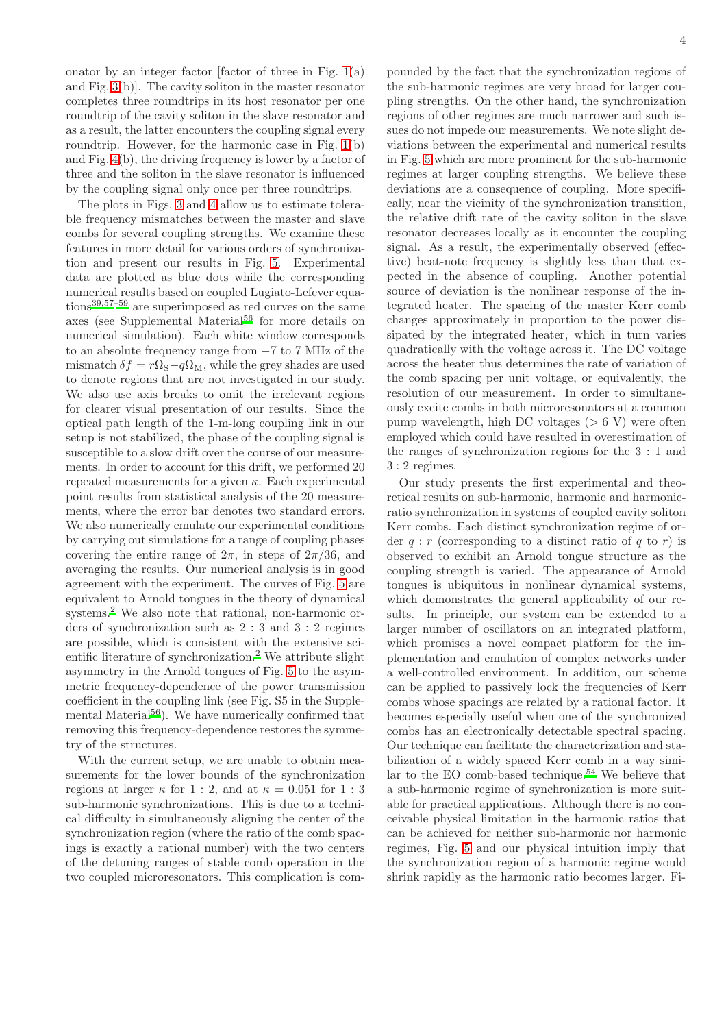onator by an integer factor [factor of three in Fig. 1(a) and Fig. 3(b)]. The cavity soliton in the master resonator completes three roundtrips in its host resonator per one roundtrip of the cavity soliton in the slave resonator and as a result, the latter encounters the coupling signal every roundtrip. However, for the harmonic case in Fig. 1(b) and Fig. 4(b), the driving frequency is lower by a factor of three and the soliton in the slave resonator is influenced by the coupling signal only once per three roundtrips.

The plots in Figs. 3 and 4 allow us to estimate tolerable frequency mismatches between the master and slave combs for several coupling strengths. We examine these features in more detail for various orders of synchronization and present our results in Fig. 5. Experimental data are plotted as blue dots while the corresponding numerical results based on coupled Lugiato-Lefever equations[39,57–59] are superimposed as red curves on the same axes (see Supplemental Material[56] for more details on numerical simulation). Each white window corresponds to an absolute frequency range from −7 to 7 MHz of the mismatch $\delta f = r\Omega_{\mathrm{S}} - q\Omega_{\mathrm{M}}$, while the grey shades are used to denote regions that are not investigated in our study. We also use axis breaks to omit the irrelevant regions for clearer visual presentation of our results. Since the optical path length of the 1-m-long coupling link in our setup is not stabilized, the phase of the coupling signal is susceptible to a slow drift over the course of our measurements. In order to account for this drift, we performed 20 repeated measurements for a given $\kappa$. Each experimental point results from statistical analysis of the 20 measurements, where the error bar denotes two standard errors. We also numerically emulate our experimental conditions by carrying out simulations for a range of coupling phases covering the entire range of $2\pi$, in steps of $2\pi/36$, and averaging the results. Our numerical analysis is in good agreement with the experiment. The curves of Fig. 5 are equivalent to Arnold tongues in the theory of dynamical systems.[2] We also note that rational, non-harmonic orders of synchronization such as 2 : 3 and 3 : 2 regimes are possible, which is consistent with the extensive scientific literature of synchronization.[2] We attribute slight asymmetry in the Arnold tongues of Fig. 5 to the asymmetric frequency-dependence of the power transmission coefficient in the coupling link (see Fig. S5 in the Supplemental Material[56]). We have numerically confirmed that removing this frequency-dependence restores the symmetry of the structures.

With the current setup, we are unable to obtain measurements for the lower bounds of the synchronization regions at larger $\kappa$ for 1 : 2, and at $\kappa = 0.051$ for 1 : 3 sub-harmonic synchronizations. This is due to a technical difficulty in simultaneously aligning the center of the synchronization region (where the ratio of the comb spacings is exactly a rational number) with the two centers of the detuning ranges of stable comb operation in the two coupled microresonators. This complication is compounded by the fact that the synchronization regions of the sub-harmonic regimes are very broad for larger coupling strengths. On the other hand, the synchronization regions of other regimes are much narrower and such issues do not impede our measurements. We note slight deviations between the experimental and numerical results in Fig. 5 which are more prominent for the sub-harmonic regimes at larger coupling strengths. We believe these deviations are a consequence of coupling. More specifically, near the vicinity of the synchronization transition, the relative drift rate of the cavity soliton in the slave resonator decreases locally as it encounter the coupling signal. As a result, the experimentally observed (effective) beat-note frequency is slightly less than that expected in the absence of coupling. Another potential source of deviation is the nonlinear response of the integrated heater. The spacing of the master Kerr comb changes approximately in proportion to the power dissipated by the integrated heater, which in turn varies quadratically with the voltage across it. The DC voltage across the heater thus determines the rate of variation of the comb spacing per unit voltage, or equivalently, the resolution of our measurement. In order to simultaneously excite combs in both microresonators at a common pump wavelength, high DC voltages (> 6 V) were often employed which could have resulted in overestimation of the ranges of synchronization regions for the 3 : 1 and 3 : 2 regimes.

Our study presents the first experimental and theoretical results on sub-harmonic, harmonic and harmonic-ratio synchronization in systems of coupled cavity soliton Kerr combs. Each distinct synchronization regime of order $q : r$ (corresponding to a distinct ratio of $q$ to $r$) is observed to exhibit an Arnold tongue structure as the coupling strength is varied. The appearance of Arnold tongues is ubiquitous in nonlinear dynamical systems, which demonstrates the general applicability of our results. In principle, our system can be extended to a larger number of oscillators on an integrated platform, which promises a novel compact platform for the implementation and emulation of complex networks under a well-controlled environment. In addition, our scheme can be applied to passively lock the frequencies of Kerr combs whose spacings are related by a rational factor. It becomes especially useful when one of the synchronized combs has an electronically detectable spectral spacing. Our technique can facilitate the characterization and stabilization of a widely spaced Kerr comb in a way similar to the EO comb-based technique.[54] We believe that a sub-harmonic regime of synchronization is more suitable for practical applications. Although there is no conceivable physical limitation in the harmonic ratios that can be achieved for neither sub-harmonic nor harmonic regimes, Fig. 5 and our physical intuition imply that the synchronization region of a harmonic regime would shrink rapidly as the harmonic ratio becomes larger. Fi-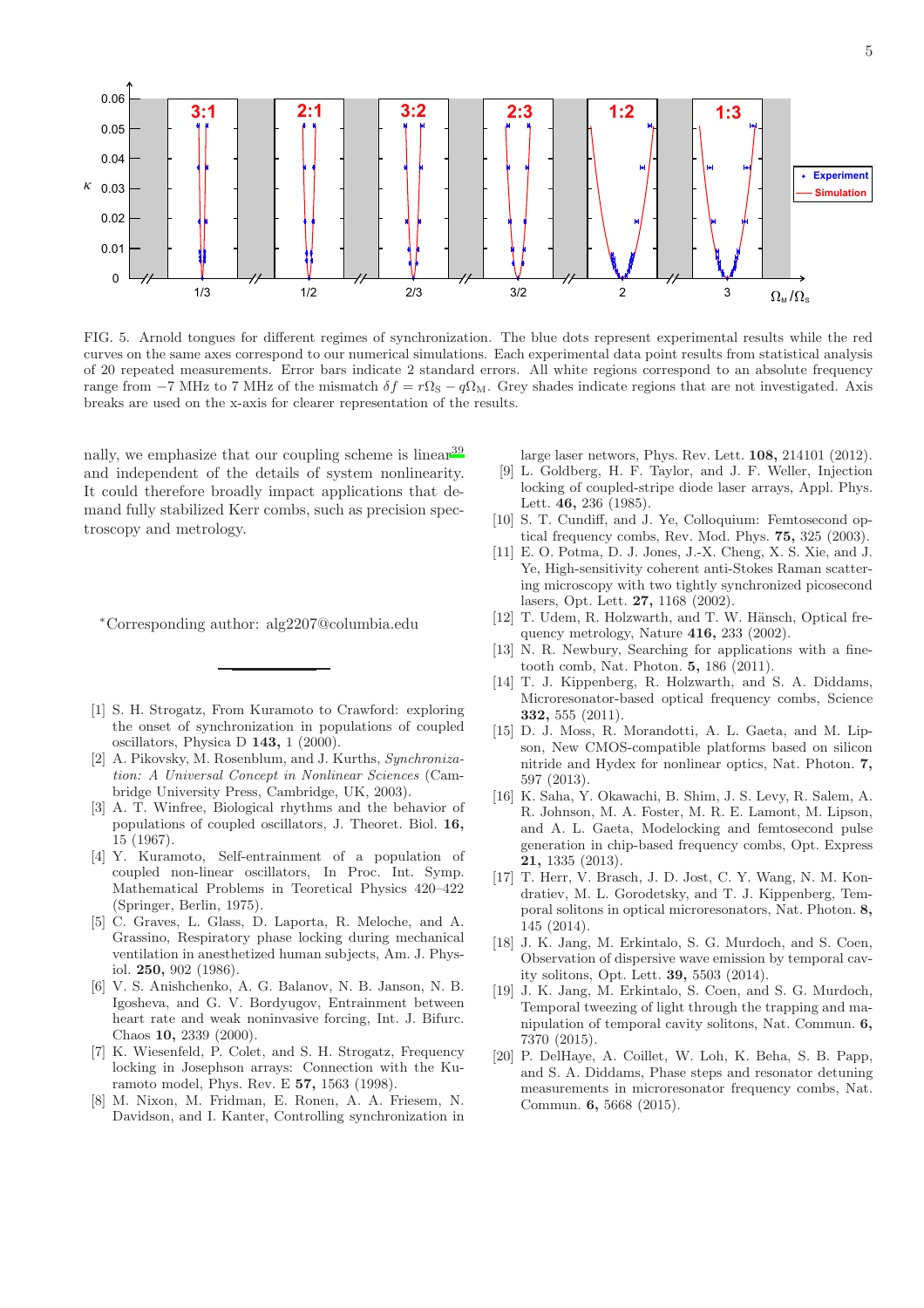FIG. 5. Arnold tongues for different regimes of synchronization. The blue dots represent experimental results while the red curves on the same axes correspond to our numerical simulations. Each experimental data point results from statistical analysis of 20 repeated measurements. Error bars indicate 2 standard errors. All white regions correspond to an absolute frequency range from −7 MHz to 7 MHz of the mismatch $\delta f = r\Omega_{\rm S} - q\Omega_{\rm M}$. Grey shades indicate regions that are not investigated. Axis breaks are used on the x-axis for clearer representation of the results.

nally, we emphasize that our coupling scheme is linear[39] and independent of the details of system nonlinearity. It could therefore broadly impact applications that demand fully stabilized Kerr combs, such as precision spectroscopy and metrology.

*Corresponding author: alg2207@columbia.edu

---

[1] S. H. Strogatz, From Kuramoto to Crawford: exploring the onset of synchronization in populations of coupled oscillators, Physica D **143,** 1 (2000).

[2] A. Pikovsky, M. Rosenblum, and J. Kurths, *Synchronization: A Universal Concept in Nonlinear Sciences* (Cambridge University Press, Cambridge, UK, 2003).

[3] A. T. Winfree, Biological rhythms and the behavior of populations of coupled oscillators, J. Theoret. Biol. **16,** 15 (1967).

[4] Y. Kuramoto, Self-entrainment of a population of coupled non-linear oscillators, In Proc. Int. Symp. Mathematical Problems in Teoretical Physics 420–422 (Springer, Berlin, 1975).

[5] C. Graves, L. Glass, D. Laporta, R. Meloche, and A. Grassino, Respiratory phase locking during mechanical ventilation in anesthetized human subjects, Am. J. Physiol. **250,** 902 (1986).

[6] V. S. Anishchenko, A. G. Balanov, N. B. Janson, N. B. Igosheva, and G. V. Bordyugov, Entrainment between heart rate and weak noninvasive forcing, Int. J. Bifurc. Chaos **10,** 2339 (2000).

[7] K. Wiesenfeld, P. Colet, and S. H. Strogatz, Frequency locking in Josephson arrays: Connection with the Kuramoto model, Phys. Rev. E **57,** 1563 (1998).

[8] M. Nixon, M. Fridman, E. Ronen, A. A. Friesem, N. Davidson, and I. Kanter, Controlling synchronization in large laser networs, Phys. Rev. Lett. **108,** 214101 (2012).

[9] L. Goldberg, H. F. Taylor, and J. F. Weller, Injection locking of coupled-stripe diode laser arrays, Appl. Phys. Lett. **46,** 236 (1985).

[10] S. T. Cundiff, and J. Ye, Colloquium: Femtosecond optical frequency combs, Rev. Mod. Phys. **75,** 325 (2003).

[11] E. O. Potma, D. J. Jones, J.-X. Cheng, X. S. Xie, and J. Ye, High-sensitivity coherent anti-Stokes Raman scattering microscopy with two tightly synchronized picosecond lasers, Opt. Lett. **27,** 1168 (2002).

[12] T. Udem, R. Holzwarth, and T. W. Hänsch, Optical frequency metrology, Nature **416,** 233 (2002).

[13] N. R. Newbury, Searching for applications with a finetooth comb, Nat. Photon. **5,** 186 (2011).

[14] T. J. Kippenberg, R. Holzwarth, and S. A. Diddams, Microresonator-based optical frequency combs, Science **332,** 555 (2011).

[15] D. J. Moss, R. Morandotti, A. L. Gaeta, and M. Lipson, New CMOS-compatible platforms based on silicon nitride and Hydex for nonlinear optics, Nat. Photon. **7,** 597 (2013).

[16] K. Saha, Y. Okawachi, B. Shim, J. S. Levy, R. Salem, A. R. Johnson, M. A. Foster, M. R. E. Lamont, M. Lipson, and A. L. Gaeta, Modelocking and femtosecond pulse generation in chip-based frequency combs, Opt. Express **21,** 1335 (2013).

[17] T. Herr, V. Brasch, J. D. Jost, C. Y. Wang, N. M. Kondratiev, M. L. Gorodetsky, and T. J. Kippenberg, Temporal solitons in optical microresonators, Nat. Photon. **8,** 145 (2014).

[18] J. K. Jang, M. Erkintalo, S. G. Murdoch, and S. Coen, Observation of dispersive wave emission by temporal cavity solitons, Opt. Lett. **39,** 5503 (2014).

[19] J. K. Jang, M. Erkintalo, S. Coen, and S. G. Murdoch, Temporal tweezing of light through the trapping and manipulation of temporal cavity solitons, Nat. Commun. **6,** 7370 (2015).

[20] P. DelHaye, A. Coillet, W. Loh, K. Beha, S. B. Papp, and S. A. Diddams, Phase steps and resonator detuning measurements in microresonator frequency combs, Nat. Commun. **6,** 5668 (2015).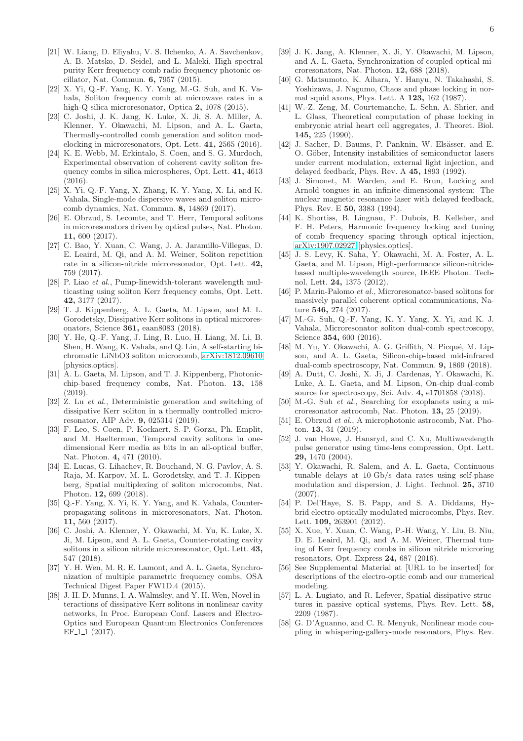[21] W. Liang, D. Eliyahu, V. S. Ilchenko, A. A. Savchenkov, A. B. Matsko, D. Seidel, and L. Maleki, High spectral purity Kerr frequency comb radio frequency photonic oscillator, Nat. Commun. **6,** 7957 (2015).

[22] X. Yi, Q.-F. Yang, K. Y. Yang, M.-G. Suh, and K. Vahala, Soliton frequency comb at microwave rates in a high-Q silica microresonator, Optica **2,** 1078 (2015).

[23] C. Joshi, J. K. Jang, K. Luke, X. Ji, S. A. Miller, A. Klenner, Y. Okawachi, M. Lipson, and A. L. Gaeta, Thermally-controlled comb generation and soliton modelocking in microresonators, Opt. Lett. **41,** 2565 (2016).

[24] K. E. Webb, M. Erkintalo, S. Coen, and S. G. Murdoch, Experimental observation of coherent cavity soliton frequency combs in silica microspheres, Opt. Lett. **41,** 4613 (2016).

[25] X. Yi, Q.-F. Yang, X. Zhang, K. Y. Yang, X. Li, and K. Vahala, Single-mode dispersive waves and soliton microcomb dynamics, Nat. Commun. **8,** 14869 (2017).

[26] E. Obrzud, S. Lecomte, and T. Herr, Temporal solitons in microresonators driven by optical pulses, Nat. Photon. **11,** 600 (2017).

[27] C. Bao, Y. Xuan, C. Wang, J. A. Jaramillo-Villegas, D. E. Leaird, M. Qi, and A. M. Weiner, Soliton repetition rate in a silicon-nitride microresonator, Opt. Lett. **42,** 759 (2017).

[28] P. Liao *et al.*, Pump-linewidth-tolerant wavelength multicasting using soliton Kerr frequency combs, Opt. Lett. **42,** 3177 (2017).

[29] T. J. Kippenberg, A. L. Gaeta, M. Lipson, and M. L. Gorodetsky, Dissipative Kerr solitons in optical microresonators, Science **361,** eaan8083 (2018).

[30] Y. He, Q.-F. Yang, J. Ling, R. Luo, H. Liang, M. Li, B. Shen, H. Wang, K. Vahala, and Q. Lin, A self-starting bichromatic LiNbO3 soliton microcomb, arXiv:1812.09610 [physics.optics].

[31] A. L. Gaeta, M. Lipson, and T. J. Kippenberg, Photonic-chip-based frequency combs, Nat. Photon. **13,** 158 (2019).

[32] Z. Lu *et al.*, Deterministic generation and switching of dissipative Kerr soliton in a thermally controlled microresonator, AIP Adv. **9,** 025314 (2019).

[33] F. Leo, S. Coen, P. Kockaert, S.-P. Gorza, Ph. Emplit, and M. Haelterman, Temporal cavity solitons in one-dimensional Kerr media as bits in an all-optical buffer, Nat. Photon. **4,** 471 (2010).

[34] E. Lucas, G. Lihachev, R. Bouchand, N. G. Pavlov, A. S. Raja, M. Karpov, M. L. Gorodetsky, and T. J. Kippenberg, Spatial multiplexing of soliton microcombs, Nat. Photon. **12,** 699 (2018).

[35] Q.-F. Yang, X. Yi, K. Y. Yang, and K. Vahala, Counter-propagating solitons in microresonators, Nat. Photon. **11,** 560 (2017).

[36] C. Joshi, A. Klenner, Y. Okawachi, M. Yu, K. Luke, X. Ji, M. Lipson, and A. L. Gaeta, Counter-rotating cavity solitons in a silicon nitride microresonator, Opt. Lett. **43,** 547 (2018).

[37] Y. H. Wen, M. R. E. Lamont, and A. L. Gaeta, Synchronization of multiple parametric frequency combs, OSA Technical Digest Paper FW1D.4 (2015).

[38] J. H. D. Munns, I. A. Walmsley, and Y. H. Wen, Novel interactions of dissipative Kerr solitons in nonlinear cavity networks, In Proc. European Conf. Lasers and Electro-Optics and European Quantum Electronics Conferences EF_1_1 (2017).

[39] J. K. Jang, A. Klenner, X. Ji, Y. Okawachi, M. Lipson, and A. L. Gaeta, Synchronization of coupled optical microresonators, Nat. Photon. **12,** 688 (2018).

[40] G. Matsumoto, K. Aihara, Y. Hanyu, N. Takahashi, S. Yoshizawa, J. Nagumo, Chaos and phase locking in normal squid axons, Phys. Lett. A **123,** 162 (1987).

[41] W.-Z. Zeng, M. Courtemanche, L. Sehn, A. Shrier, and L. Glass, Theoretical computation of phase locking in embryonic atrial heart cell aggregates, J. Theoret. Biol. **145,** 225 (1990).

[42] J. Sacher, D. Baums, P. Panknin, W. Elsässer, and E. O. Göber, Intensity instabilities of semiconductor lasers under current modulation, external light injection, and delayed feedback, Phys. Rev. A **45,** 1893 (1992).

[43] J. Simonet, M. Warden, and E. Brun, Locking and Arnold tongues in an infinite-dimensional system: The nuclear magnetic resonance laser with delayed feedback, Phys. Rev. E **50,** 3383 (1994).

[44] K. Shortiss, B. Lingnau, F. Dubois, B. Kelleher, and F. H. Peters, Harmonic frequency locking and tuning of comb frequency spacing through optical injection, arXiv:1907.02927 [physics.optics].

[45] J. S. Levy, K. Saha, Y. Okawachi, M. A. Foster, A. L. Gaeta, and M. Lipson, High-performance silicon-nitride-based multiple-wavelength source, IEEE Photon. Technol. Lett. **24,** 1375 (2012).

[46] P. Marin-Palomo *et al.*, Microresonator-based solitons for massively parallel coherent optical communications, Nature **546,** 274 (2017).

[47] M.-G. Suh, Q.-F. Yang, K. Y. Yang, X. Yi, and K. J. Vahala, Microresonator soliton dual-comb spectroscopy, Science **354,** 600 (2016).

[48] M. Yu, Y. Okawachi, A. G. Griffith, N. Picqué, M. Lipson, and A. L. Gaeta, Silicon-chip-based mid-infrared dual-comb spectroscopy, Nat. Commun. **9,** 1869 (2018).

[49] A. Dutt, C. Joshi, X. Ji, J. Cardenas, Y. Okawachi, K. Luke, A. L. Gaeta, and M. Lipson, On-chip dual-comb source for spectroscopy, Sci. Adv. **4,** e1701858 (2018).

[50] M.-G. Suh *et al.*, Searching for exoplanets using a microresonator astrocomb, Nat. Photon. **13,** 25 (2019).

[51] E. Obrzud *et al.*, A microphotonic astrocomb, Nat. Photon. **13,** 31 (2019).

[52] J. van Howe, J. Hansryd, and C. Xu, Multiwavelength pulse generator using time-lens compression, Opt. Lett. **29,** 1470 (2004).

[53] Y. Okawachi, R. Salem, and A. L. Gaeta, Continuous tunable delays at 10-Gb/s data rates using self-phase modulation and dispersion, J. Light. Technol. **25,** 3710 (2007).

[54] P. Del'Haye, S. B. Papp, and S. A. Diddams, Hybrid electro-optically modulated microcombs, Phys. Rev. Lett. **109,** 263901 (2012).

[55] X. Xue, Y. Xuan, C. Wang, P.-H. Wang, Y. Liu, B. Niu, D. E. Leaird, M. Qi, and A. M. Weiner, Thermal tuning of Kerr frequency combs in silicon nitride microring resonators, Opt. Express **24,** 687 (2016).

[56] See Supplemental Material at [URL to be inserted] for descriptions of the electro-optic comb and our numerical modeling.

[57] L. A. Lugiato, and R. Lefever, Spatial dissipative structures in passive optical systems, Phys. Rev. Lett. **58,** 2209 (1987).

[58] G. D'Aguanno, and C. R. Menyuk, Nonlinear mode coupling in whispering-gallery-mode resonators, Phys. Rev.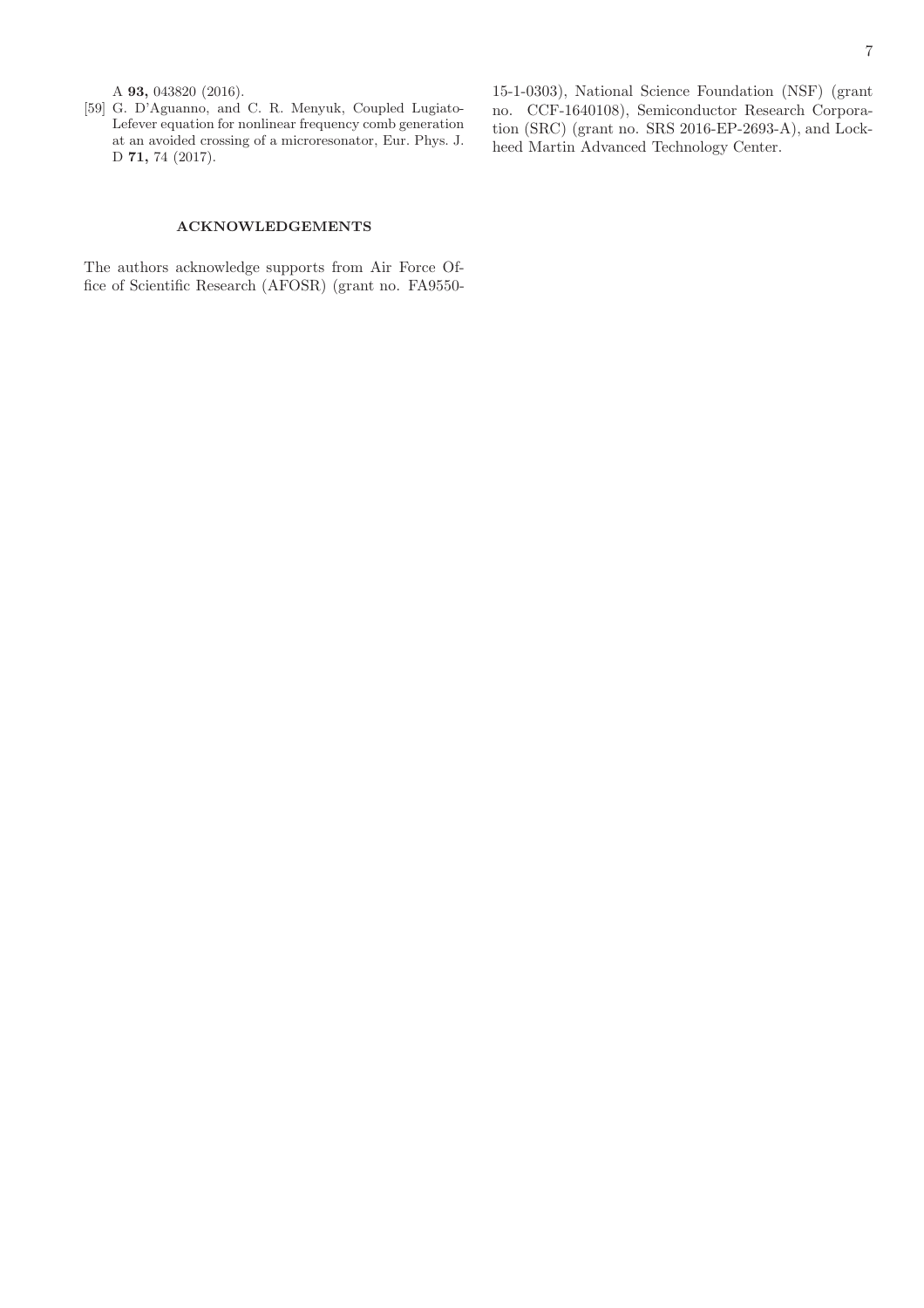A **93,** 043820 (2016).

[59] G. D'Aguanno, and C. R. Menyuk, Coupled Lugiato-Lefever equation for nonlinear frequency comb generation at an avoided crossing of a microresonator, Eur. Phys. J. D **71,** 74 (2017).

## ACKNOWLEDGEMENTS

The authors acknowledge supports from Air Force Office of Scientific Research (AFOSR) (grant no. FA9550-15-1-0303), National Science Foundation (NSF) (grant no. CCF-1640108), Semiconductor Research Corporation (SRC) (grant no. SRS 2016-EP-2693-A), and Lockheed Martin Advanced Technology Center.